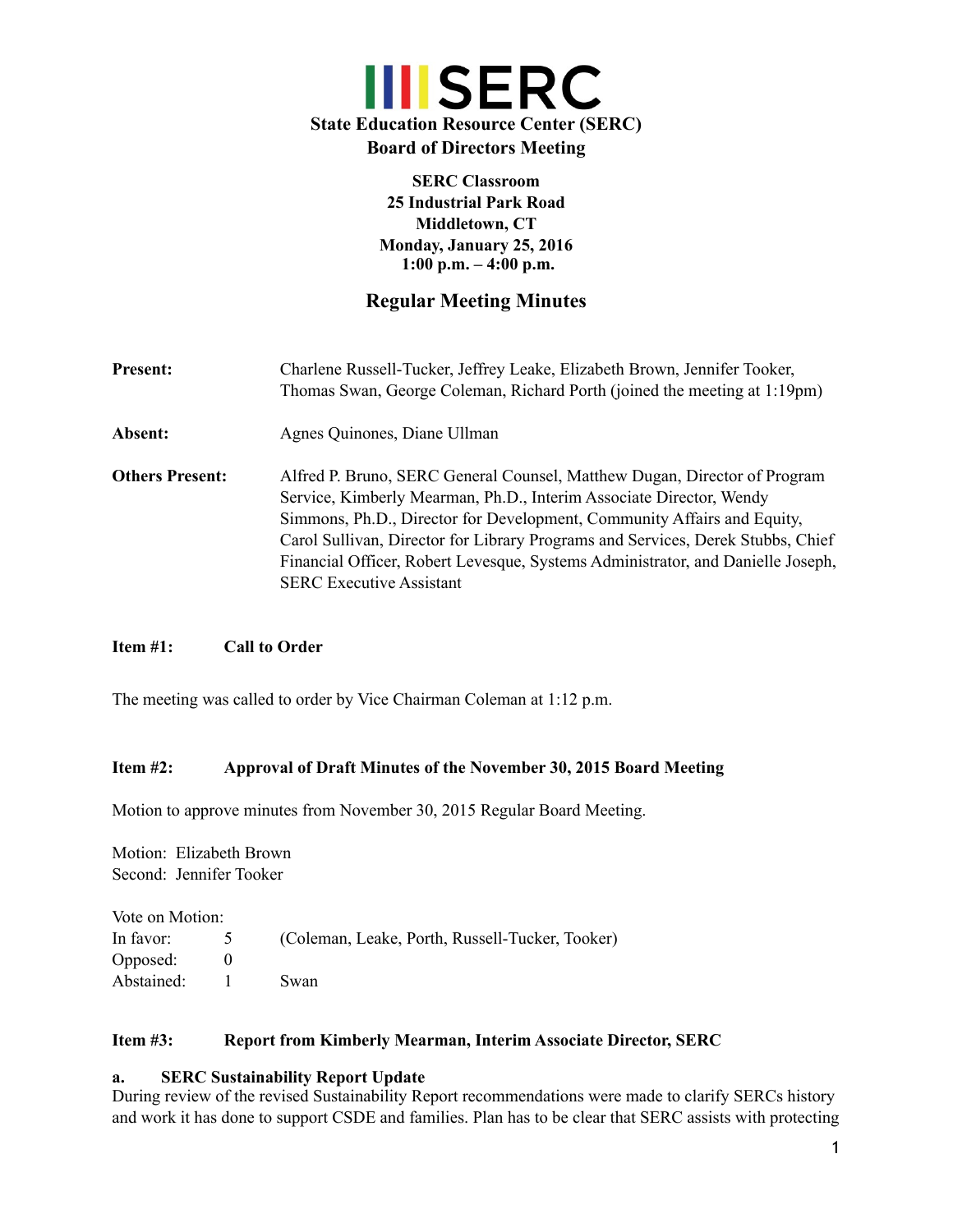# SERC

**State Education Resource Center (SERC)**
**Board of Directors Meeting**

**SERC Classroom**
**25 Industrial Park Road**
**Middletown, CT**
**Monday, January 25, 2016**
**1:00 p.m. – 4:00 p.m.**

## Regular Meeting Minutes

**Present:** Charlene Russell-Tucker, Jeffrey Leake, Elizabeth Brown, Jennifer Tooker, Thomas Swan, George Coleman, Richard Porth (joined the meeting at 1:19pm)

**Absent:** Agnes Quinones, Diane Ullman

**Others Present:** Alfred P. Bruno, SERC General Counsel, Matthew Dugan, Director of Program Service, Kimberly Mearman, Ph.D., Interim Associate Director, Wendy Simmons, Ph.D., Director for Development, Community Affairs and Equity, Carol Sullivan, Director for Library Programs and Services, Derek Stubbs, Chief Financial Officer, Robert Levesque, Systems Administrator, and Danielle Joseph, SERC Executive Assistant

**Item #1: Call to Order**

The meeting was called to order by Vice Chairman Coleman at 1:12 p.m.

**Item #2: Approval of Draft Minutes of the November 30, 2015 Board Meeting**

Motion to approve minutes from November 30, 2015 Regular Board Meeting.

Motion: Elizabeth Brown
Second: Jennifer Tooker

Vote on Motion:

| | | |
|---|---|---|
| In favor: | 5 | (Coleman, Leake, Porth, Russell-Tucker, Tooker) |
| Opposed: | 0 | |
| Abstained: | 1 | Swan |

**Item #3: Report from Kimberly Mearman, Interim Associate Director, SERC**

**a. SERC Sustainability Report Update**

During review of the revised Sustainability Report recommendations were made to clarify SERCs history and work it has done to support CSDE and families. Plan has to be clear that SERC assists with protecting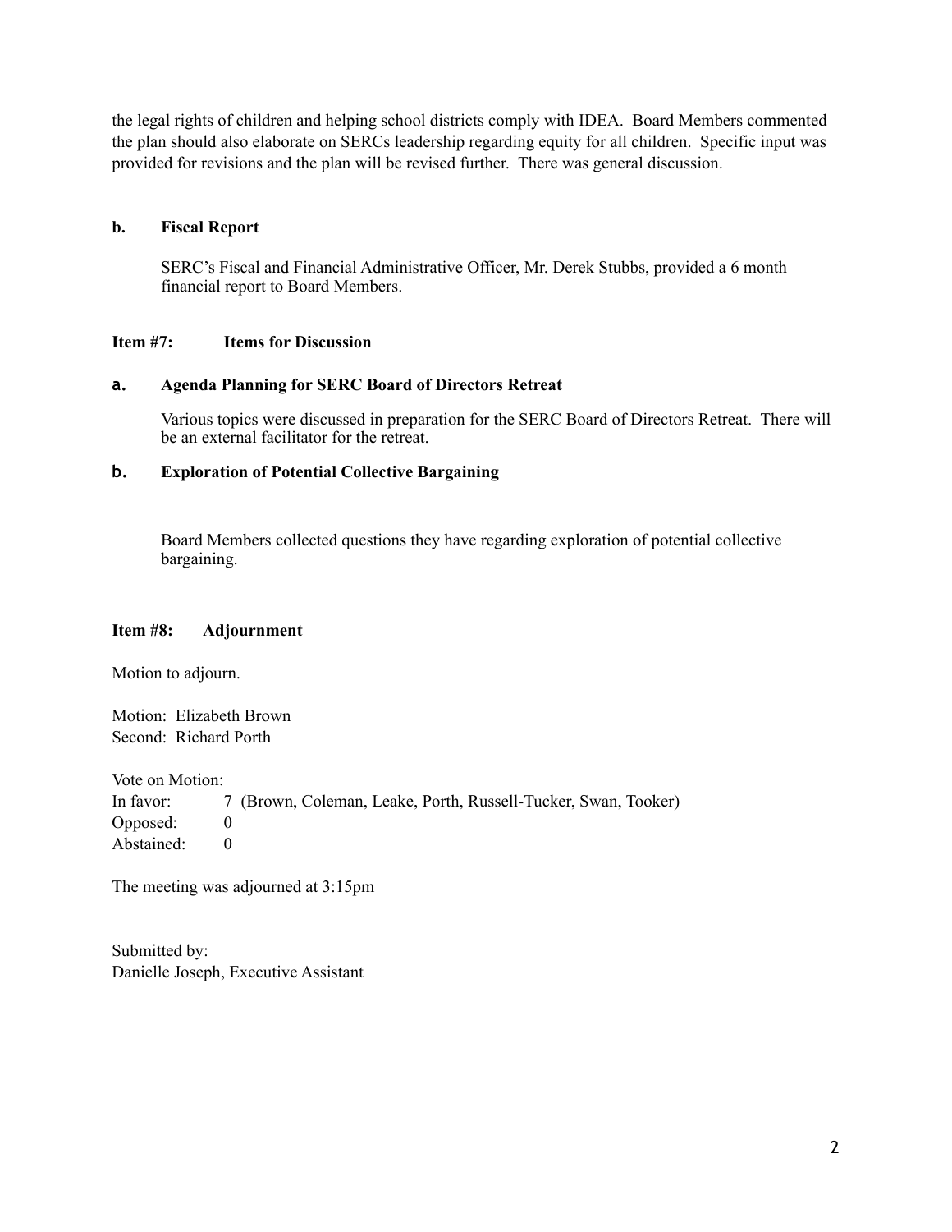the legal rights of children and helping school districts comply with IDEA. Board Members commented the plan should also elaborate on SERCs leadership regarding equity for all children. Specific input was provided for revisions and the plan will be revised further. There was general discussion.

**b. Fiscal Report**

SERC's Fiscal and Financial Administrative Officer, Mr. Derek Stubbs, provided a 6 month financial report to Board Members.

**Item #7: Items for Discussion**

**a. Agenda Planning for SERC Board of Directors Retreat**

Various topics were discussed in preparation for the SERC Board of Directors Retreat. There will be an external facilitator for the retreat.

**b. Exploration of Potential Collective Bargaining**

Board Members collected questions they have regarding exploration of potential collective bargaining.

**Item #8: Adjournment**

Motion to adjourn.

Motion: Elizabeth Brown
Second: Richard Porth

Vote on Motion:
In favor: 7 (Brown, Coleman, Leake, Porth, Russell-Tucker, Swan, Tooker)
Opposed: 0
Abstained: 0

The meeting was adjourned at 3:15pm

Submitted by:
Danielle Joseph, Executive Assistant